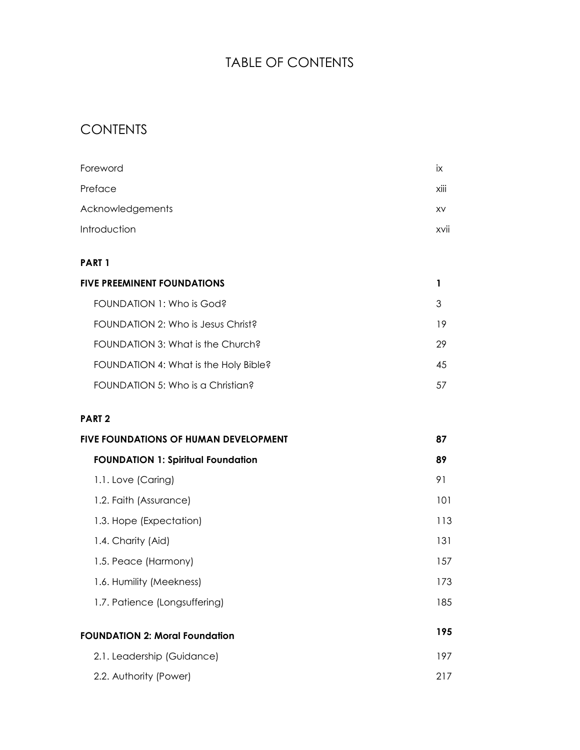# TABLE OF CONTENTS

## CONTENTS

| | |
|---|---|
| Foreword | ix |
| Preface | xiii |
| Acknowledgements | xv |
| Introduction | xvii |
| **PART 1** | |
| **FIVE PREEMINENT FOUNDATIONS** | **1** |
| FOUNDATION 1: Who is God? | 3 |
| FOUNDATION 2: Who is Jesus Christ? | 19 |
| FOUNDATION 3: What is the Church? | 29 |
| FOUNDATION 4: What is the Holy Bible? | 45 |
| FOUNDATION 5: Who is a Christian? | 57 |
| **PART 2** | |
| **FIVE FOUNDATIONS OF HUMAN DEVELOPMENT** | **87** |
| **FOUNDATION 1: Spiritual Foundation** | **89** |
| 1.1. Love (Caring) | 91 |
| 1.2. Faith (Assurance) | 101 |
| 1.3. Hope (Expectation) | 113 |
| 1.4. Charity (Aid) | 131 |
| 1.5. Peace (Harmony) | 157 |
| 1.6. Humility (Meekness) | 173 |
| 1.7. Patience (Longsuffering) | 185 |
| **FOUNDATION 2: Moral Foundation** | **195** |
| 2.1. Leadership (Guidance) | 197 |
| 2.2. Authority (Power) | 217 |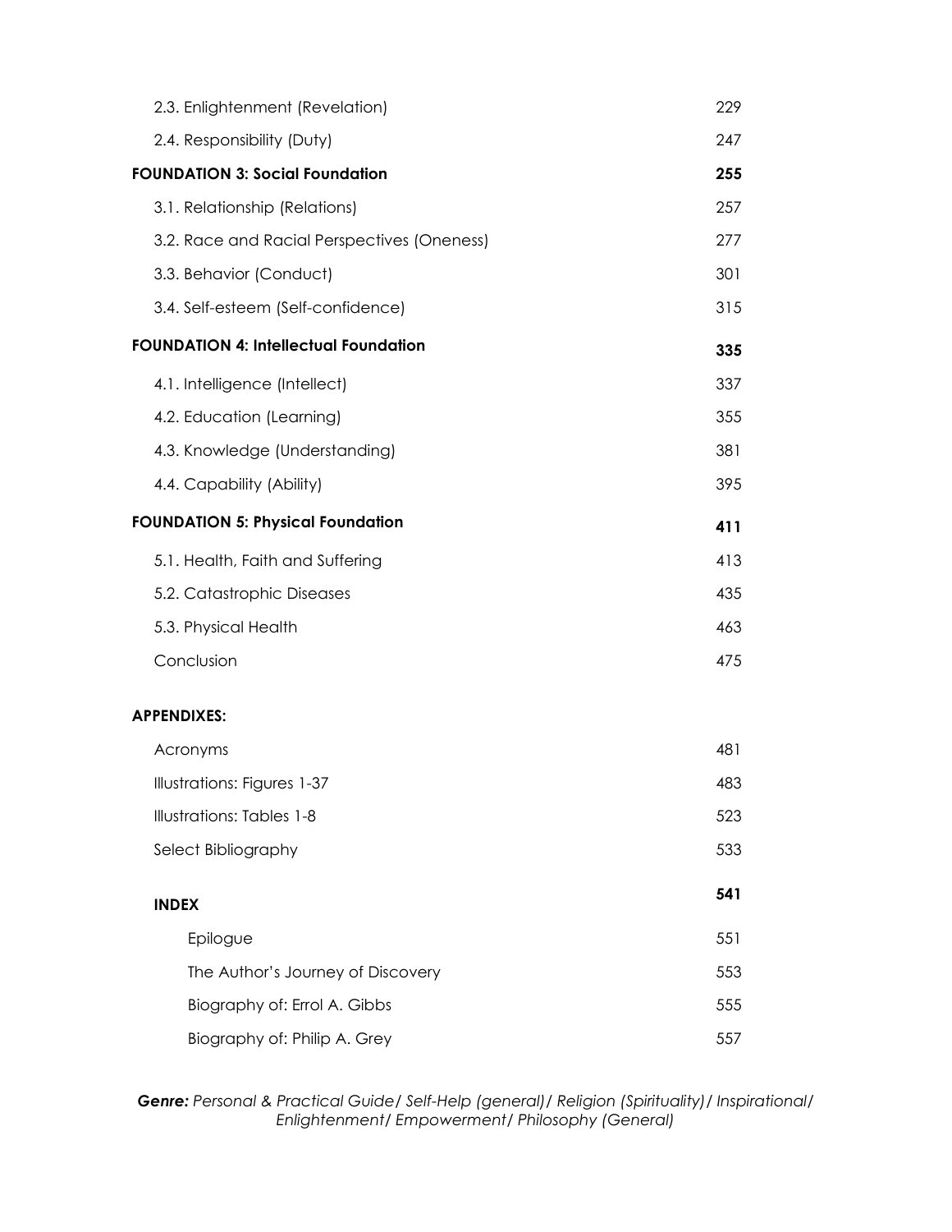| | |
|---|---|
| 2.3. Enlightenment (Revelation) | 229 |
| 2.4. Responsibility (Duty) | 247 |
| **FOUNDATION 3: Social Foundation** | **255** |
| 3.1. Relationship (Relations) | 257 |
| 3.2. Race and Racial Perspectives (Oneness) | 277 |
| 3.3. Behavior (Conduct) | 301 |
| 3.4. Self-esteem (Self-confidence) | 315 |
| **FOUNDATION 4: Intellectual Foundation** | **335** |
| 4.1. Intelligence (Intellect) | 337 |
| 4.2. Education (Learning) | 355 |
| 4.3. Knowledge (Understanding) | 381 |
| 4.4. Capability (Ability) | 395 |
| **FOUNDATION 5: Physical Foundation** | **411** |
| 5.1. Health, Faith and Suffering | 413 |
| 5.2. Catastrophic Diseases | 435 |
| 5.3. Physical Health | 463 |
| Conclusion | 475 |
| **APPENDIXES:** | |
| Acronyms | 481 |
| Illustrations: Figures 1-37 | 483 |
| Illustrations: Tables 1-8 | 523 |
| Select Bibliography | 533 |
| **INDEX** | **541** |
| Epilogue | 551 |
| The Author's Journey of Discovery | 553 |
| Biography of: Errol A. Gibbs | 555 |
| Biography of: Philip A. Grey | 557 |

***Genre:*** *Personal & Practical Guide/ Self-Help (general)/ Religion (Spirituality)/ Inspirational/ Enlightenment/ Empowerment/ Philosophy (General)*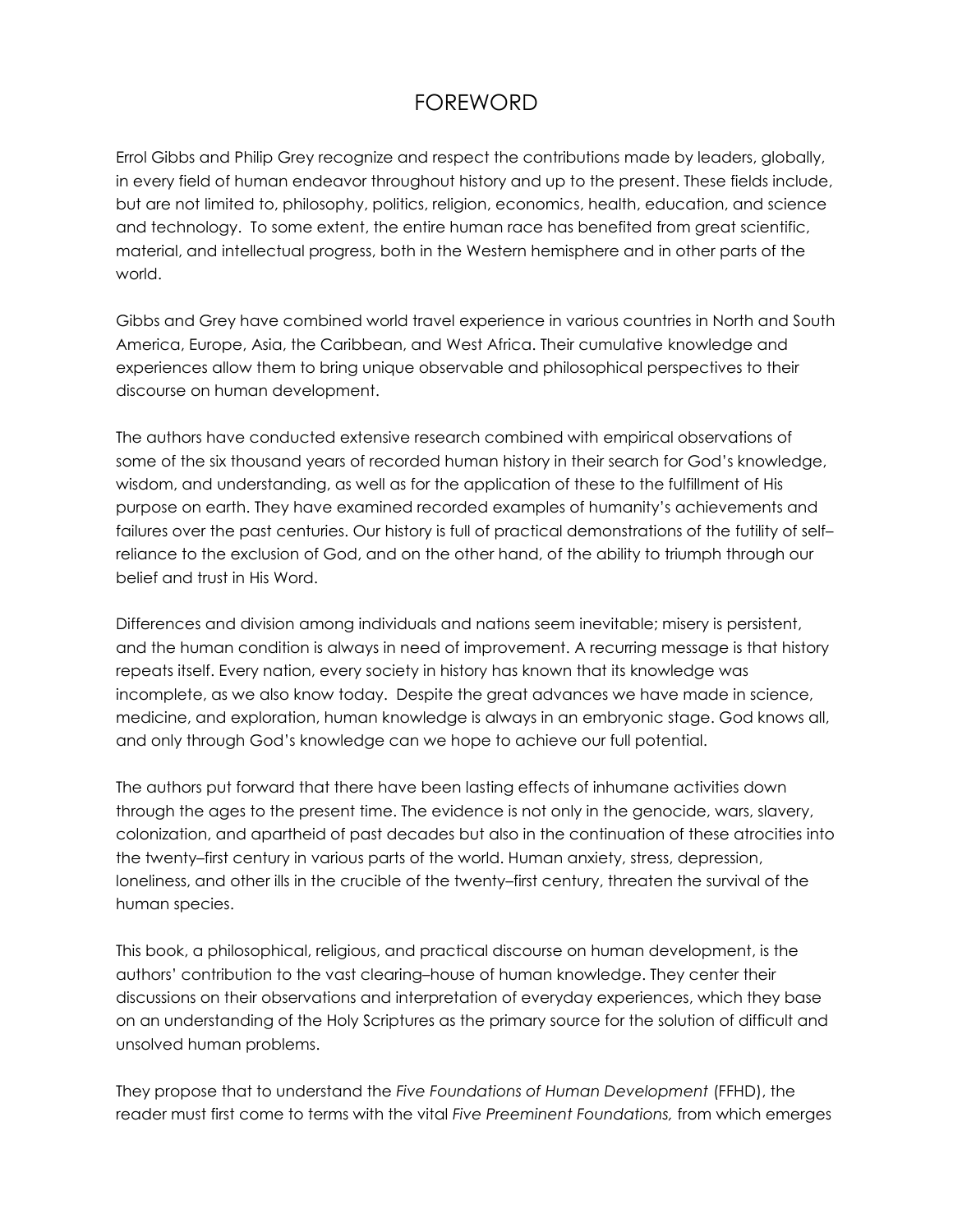# FOREWORD

Errol Gibbs and Philip Grey recognize and respect the contributions made by leaders, globally, in every field of human endeavor throughout history and up to the present. These fields include, but are not limited to, philosophy, politics, religion, economics, health, education, and science and technology. To some extent, the entire human race has benefited from great scientific, material, and intellectual progress, both in the Western hemisphere and in other parts of the world.

Gibbs and Grey have combined world travel experience in various countries in North and South America, Europe, Asia, the Caribbean, and West Africa. Their cumulative knowledge and experiences allow them to bring unique observable and philosophical perspectives to their discourse on human development.

The authors have conducted extensive research combined with empirical observations of some of the six thousand years of recorded human history in their search for God's knowledge, wisdom, and understanding, as well as for the application of these to the fulfillment of His purpose on earth. They have examined recorded examples of humanity's achievements and failures over the past centuries. Our history is full of practical demonstrations of the futility of self–reliance to the exclusion of God, and on the other hand, of the ability to triumph through our belief and trust in His Word.

Differences and division among individuals and nations seem inevitable; misery is persistent, and the human condition is always in need of improvement. A recurring message is that history repeats itself. Every nation, every society in history has known that its knowledge was incomplete, as we also know today. Despite the great advances we have made in science, medicine, and exploration, human knowledge is always in an embryonic stage. God knows all, and only through God's knowledge can we hope to achieve our full potential.

The authors put forward that there have been lasting effects of inhumane activities down through the ages to the present time. The evidence is not only in the genocide, wars, slavery, colonization, and apartheid of past decades but also in the continuation of these atrocities into the twenty–first century in various parts of the world. Human anxiety, stress, depression, loneliness, and other ills in the crucible of the twenty–first century, threaten the survival of the human species.

This book, a philosophical, religious, and practical discourse on human development, is the authors' contribution to the vast clearing–house of human knowledge. They center their discussions on their observations and interpretation of everyday experiences, which they base on an understanding of the Holy Scriptures as the primary source for the solution of difficult and unsolved human problems.

They propose that to understand the *Five Foundations of Human Development* (FFHD), the reader must first come to terms with the vital *Five Preeminent Foundations,* from which emerges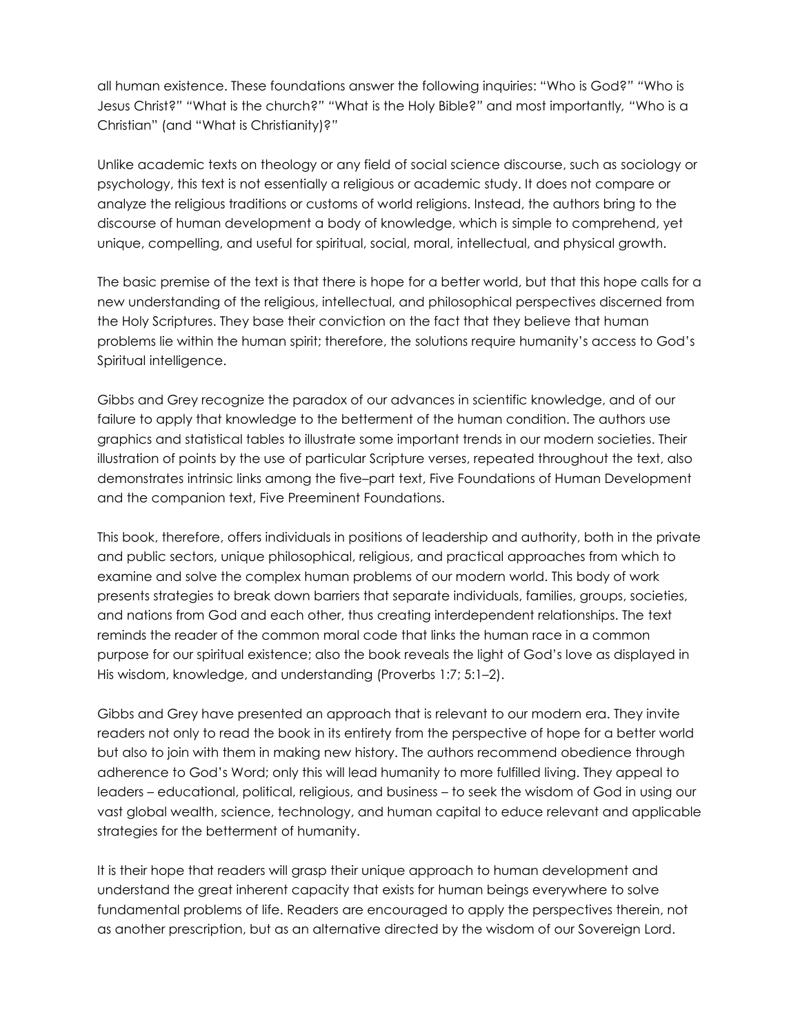all human existence. These foundations answer the following inquiries: "Who is God?" "Who is Jesus Christ?" "What is the church?" "What is the Holy Bible?" and most importantly, "Who is a Christian" (and "What is Christianity)?"

Unlike academic texts on theology or any field of social science discourse, such as sociology or psychology, this text is not essentially a religious or academic study. It does not compare or analyze the religious traditions or customs of world religions. Instead, the authors bring to the discourse of human development a body of knowledge, which is simple to comprehend, yet unique, compelling, and useful for spiritual, social, moral, intellectual, and physical growth.

The basic premise of the text is that there is hope for a better world, but that this hope calls for a new understanding of the religious, intellectual, and philosophical perspectives discerned from the Holy Scriptures. They base their conviction on the fact that they believe that human problems lie within the human spirit; therefore, the solutions require humanity's access to God's Spiritual intelligence.

Gibbs and Grey recognize the paradox of our advances in scientific knowledge, and of our failure to apply that knowledge to the betterment of the human condition. The authors use graphics and statistical tables to illustrate some important trends in our modern societies. Their illustration of points by the use of particular Scripture verses, repeated throughout the text, also demonstrates intrinsic links among the five–part text, Five Foundations of Human Development and the companion text, Five Preeminent Foundations.

This book, therefore, offers individuals in positions of leadership and authority, both in the private and public sectors, unique philosophical, religious, and practical approaches from which to examine and solve the complex human problems of our modern world. This body of work presents strategies to break down barriers that separate individuals, families, groups, societies, and nations from God and each other, thus creating interdependent relationships. The text reminds the reader of the common moral code that links the human race in a common purpose for our spiritual existence; also the book reveals the light of God's love as displayed in His wisdom, knowledge, and understanding (Proverbs 1:7; 5:1–2).

Gibbs and Grey have presented an approach that is relevant to our modern era. They invite readers not only to read the book in its entirety from the perspective of hope for a better world but also to join with them in making new history. The authors recommend obedience through adherence to God's Word; only this will lead humanity to more fulfilled living. They appeal to leaders – educational, political, religious, and business – to seek the wisdom of God in using our vast global wealth, science, technology, and human capital to educe relevant and applicable strategies for the betterment of humanity.

It is their hope that readers will grasp their unique approach to human development and understand the great inherent capacity that exists for human beings everywhere to solve fundamental problems of life. Readers are encouraged to apply the perspectives therein, not as another prescription, but as an alternative directed by the wisdom of our Sovereign Lord.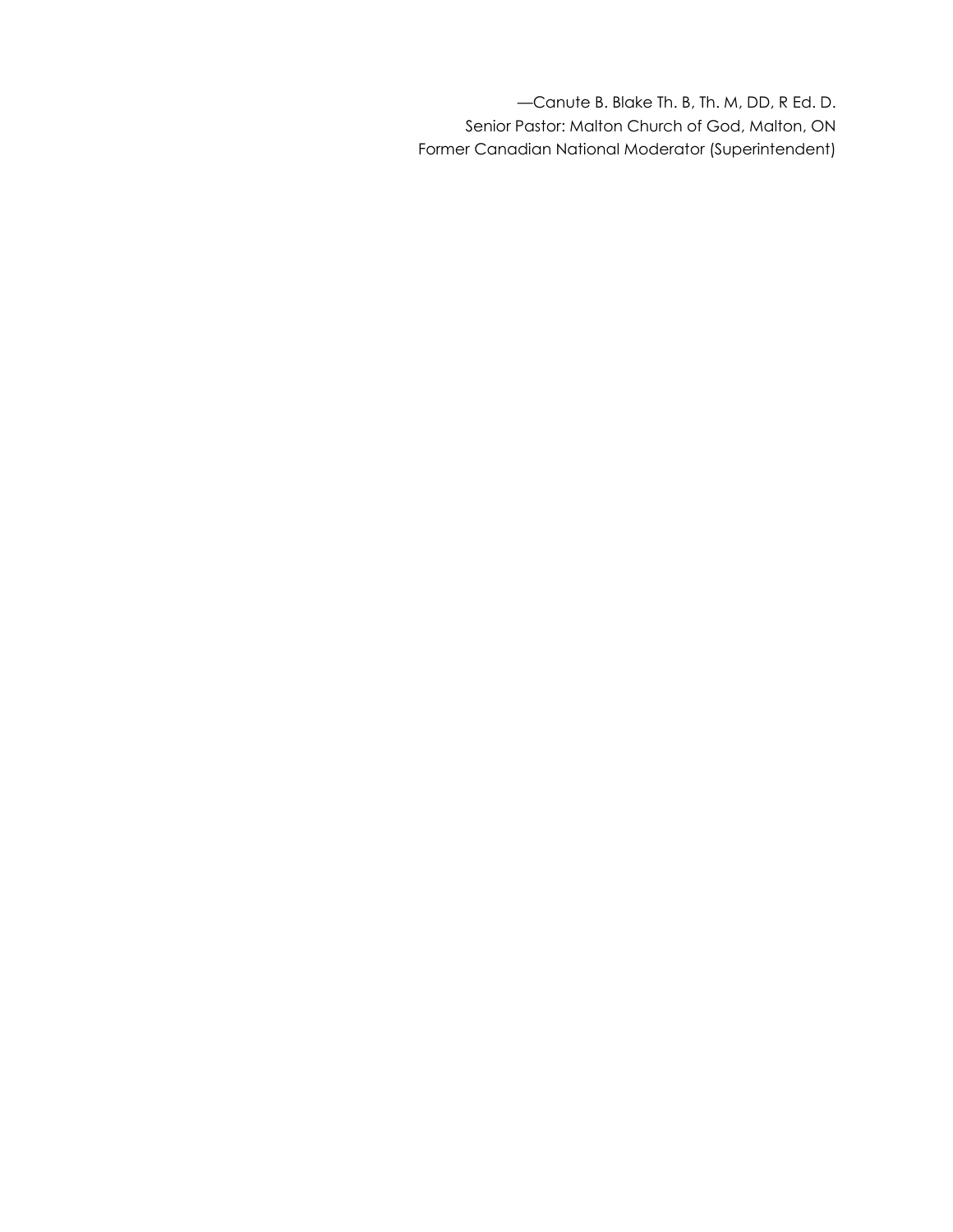—Canute B. Blake Th. B, Th. M, DD, R Ed. D.
Senior Pastor: Malton Church of God, Malton, ON
Former Canadian National Moderator (Superintendent)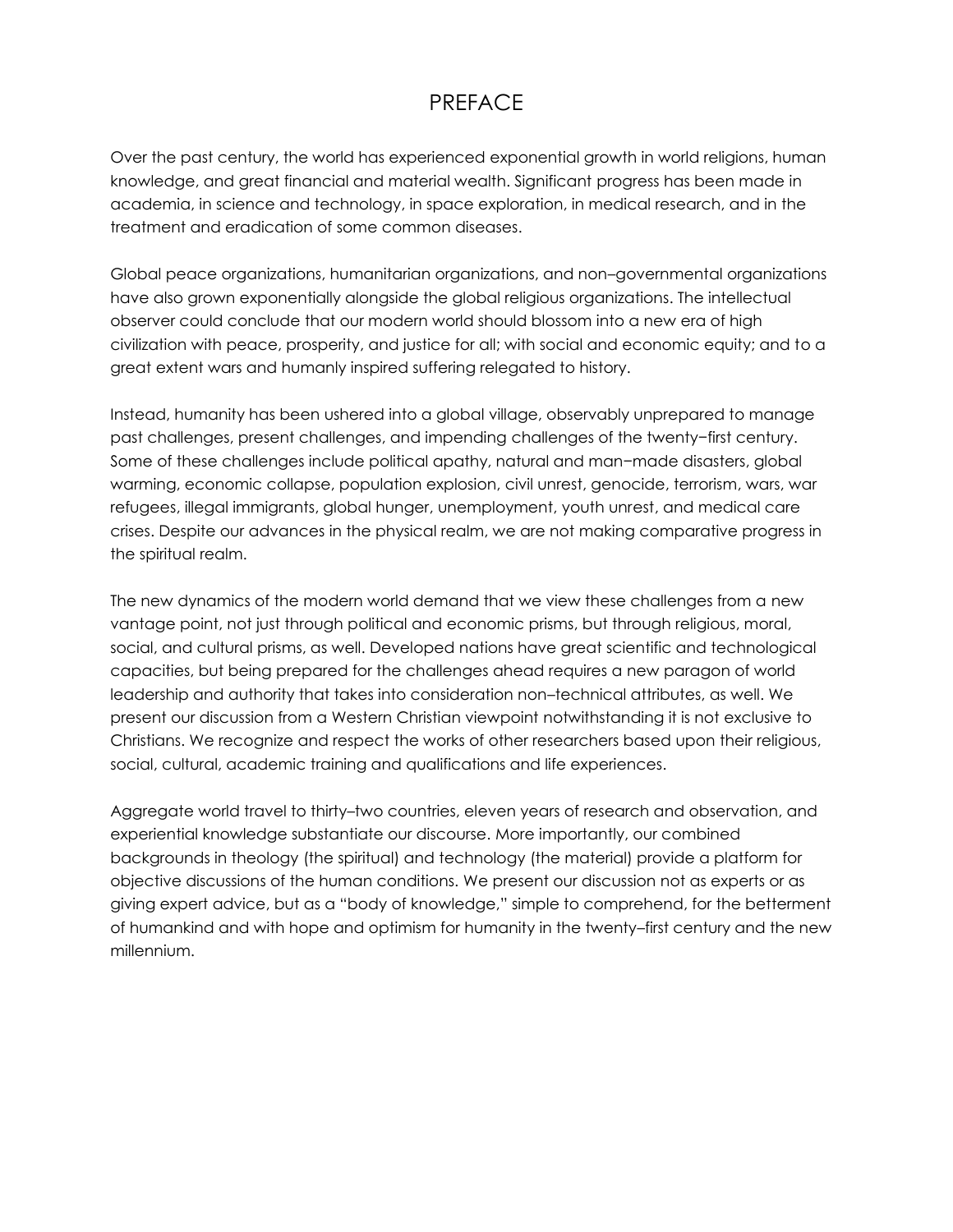# PREFACE

Over the past century, the world has experienced exponential growth in world religions, human knowledge, and great financial and material wealth. Significant progress has been made in academia, in science and technology, in space exploration, in medical research, and in the treatment and eradication of some common diseases.

Global peace organizations, humanitarian organizations, and non–governmental organizations have also grown exponentially alongside the global religious organizations. The intellectual observer could conclude that our modern world should blossom into a new era of high civilization with peace, prosperity, and justice for all; with social and economic equity; and to a great extent wars and humanly inspired suffering relegated to history.

Instead, humanity has been ushered into a global village, observably unprepared to manage past challenges, present challenges, and impending challenges of the twenty−first century. Some of these challenges include political apathy, natural and man−made disasters, global warming, economic collapse, population explosion, civil unrest, genocide, terrorism, wars, war refugees, illegal immigrants, global hunger, unemployment, youth unrest, and medical care crises. Despite our advances in the physical realm, we are not making comparative progress in the spiritual realm.

The new dynamics of the modern world demand that we view these challenges from a new vantage point, not just through political and economic prisms, but through religious, moral, social, and cultural prisms, as well. Developed nations have great scientific and technological capacities, but being prepared for the challenges ahead requires a new paragon of world leadership and authority that takes into consideration non–technical attributes, as well. We present our discussion from a Western Christian viewpoint notwithstanding it is not exclusive to Christians. We recognize and respect the works of other researchers based upon their religious, social, cultural, academic training and qualifications and life experiences.

Aggregate world travel to thirty–two countries, eleven years of research and observation, and experiential knowledge substantiate our discourse. More importantly, our combined backgrounds in theology (the spiritual) and technology (the material) provide a platform for objective discussions of the human conditions. We present our discussion not as experts or as giving expert advice, but as a "body of knowledge," simple to comprehend, for the betterment of humankind and with hope and optimism for humanity in the twenty–first century and the new millennium.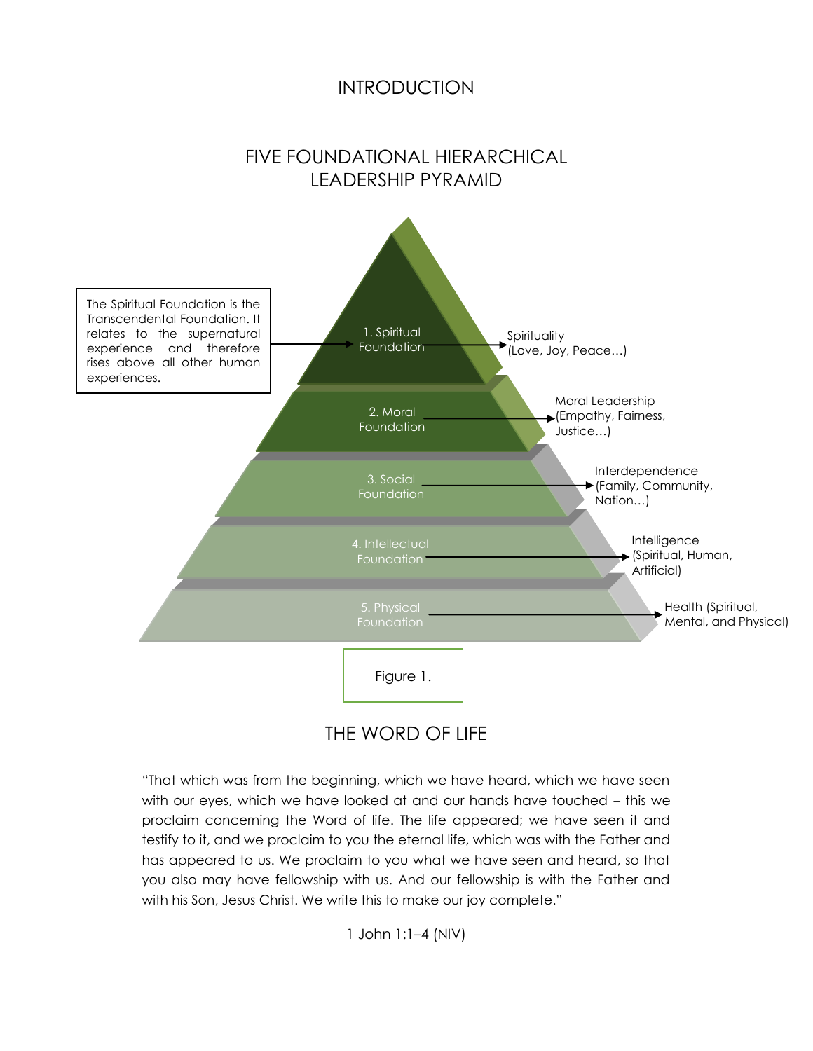# INTRODUCTION

## FIVE FOUNDATIONAL HIERARCHICAL LEADERSHIP PYRAMID

The Spiritual Foundation is the Transcendental Foundation. It relates to the supernatural experience and therefore rises above all other human experiences.

1. Spiritual Foundation → Spirituality (Love, Joy, Peace…)
2. Moral Foundation → Moral Leadership (Empathy, Fairness, Justice…)
3. Social Foundation → Interdependence (Family, Community, Nation…)
4. Intellectual Foundation → Intelligence (Spiritual, Human, Artificial)
5. Physical Foundation → Health (Spiritual, Mental, and Physical)

Figure 1.

## THE WORD OF LIFE

"That which was from the beginning, which we have heard, which we have seen with our eyes, which we have looked at and our hands have touched – this we proclaim concerning the Word of life. The life appeared; we have seen it and testify to it, and we proclaim to you the eternal life, which was with the Father and has appeared to us. We proclaim to you what we have seen and heard, so that you also may have fellowship with us. And our fellowship is with the Father and with his Son, Jesus Christ. We write this to make our joy complete."

1 John 1:1–4 (NIV)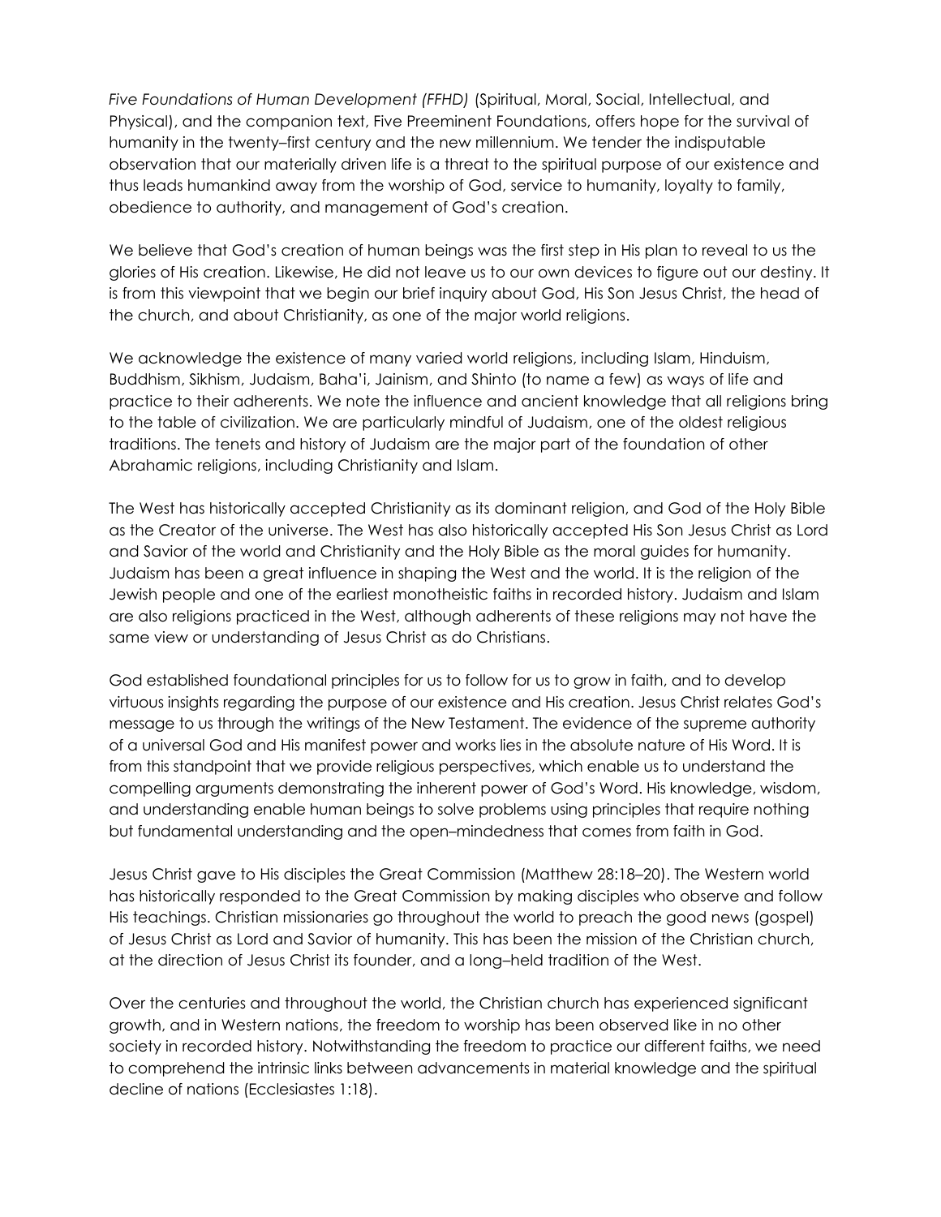*Five Foundations of Human Development (FFHD)* (Spiritual, Moral, Social, Intellectual, and Physical), and the companion text, Five Preeminent Foundations, offers hope for the survival of humanity in the twenty–first century and the new millennium. We tender the indisputable observation that our materially driven life is a threat to the spiritual purpose of our existence and thus leads humankind away from the worship of God, service to humanity, loyalty to family, obedience to authority, and management of God's creation.

We believe that God's creation of human beings was the first step in His plan to reveal to us the glories of His creation. Likewise, He did not leave us to our own devices to figure out our destiny. It is from this viewpoint that we begin our brief inquiry about God, His Son Jesus Christ, the head of the church, and about Christianity, as one of the major world religions.

We acknowledge the existence of many varied world religions, including Islam, Hinduism, Buddhism, Sikhism, Judaism, Baha'i, Jainism, and Shinto (to name a few) as ways of life and practice to their adherents. We note the influence and ancient knowledge that all religions bring to the table of civilization. We are particularly mindful of Judaism, one of the oldest religious traditions. The tenets and history of Judaism are the major part of the foundation of other Abrahamic religions, including Christianity and Islam.

The West has historically accepted Christianity as its dominant religion, and God of the Holy Bible as the Creator of the universe. The West has also historically accepted His Son Jesus Christ as Lord and Savior of the world and Christianity and the Holy Bible as the moral guides for humanity. Judaism has been a great influence in shaping the West and the world. It is the religion of the Jewish people and one of the earliest monotheistic faiths in recorded history. Judaism and Islam are also religions practiced in the West, although adherents of these religions may not have the same view or understanding of Jesus Christ as do Christians.

God established foundational principles for us to follow for us to grow in faith, and to develop virtuous insights regarding the purpose of our existence and His creation. Jesus Christ relates God's message to us through the writings of the New Testament. The evidence of the supreme authority of a universal God and His manifest power and works lies in the absolute nature of His Word. It is from this standpoint that we provide religious perspectives, which enable us to understand the compelling arguments demonstrating the inherent power of God's Word. His knowledge, wisdom, and understanding enable human beings to solve problems using principles that require nothing but fundamental understanding and the open–mindedness that comes from faith in God.

Jesus Christ gave to His disciples the Great Commission (Matthew 28:18–20). The Western world has historically responded to the Great Commission by making disciples who observe and follow His teachings. Christian missionaries go throughout the world to preach the good news (gospel) of Jesus Christ as Lord and Savior of humanity. This has been the mission of the Christian church, at the direction of Jesus Christ its founder, and a long–held tradition of the West.

Over the centuries and throughout the world, the Christian church has experienced significant growth, and in Western nations, the freedom to worship has been observed like in no other society in recorded history. Notwithstanding the freedom to practice our different faiths, we need to comprehend the intrinsic links between advancements in material knowledge and the spiritual decline of nations (Ecclesiastes 1:18).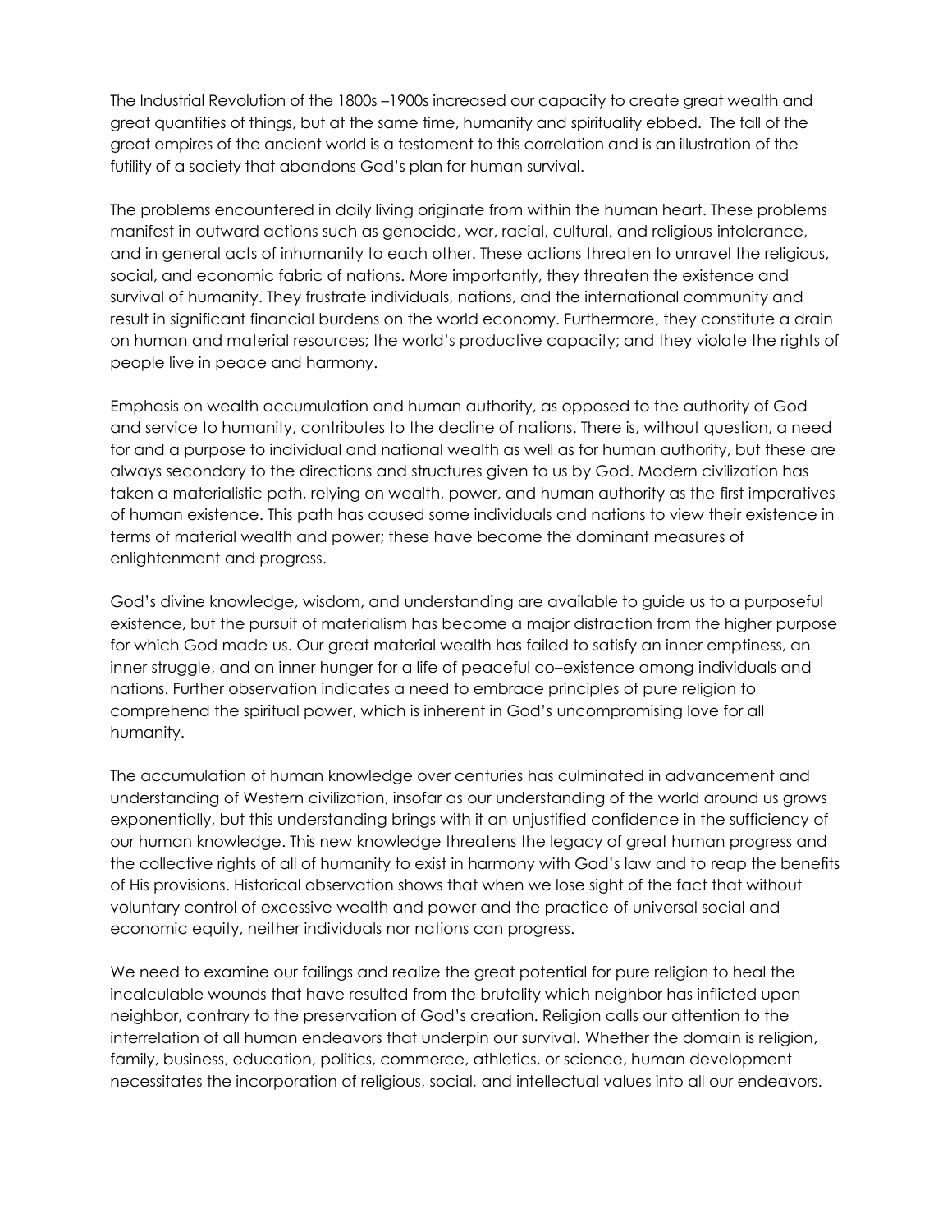The Industrial Revolution of the 1800s –1900s increased our capacity to create great wealth and great quantities of things, but at the same time, humanity and spirituality ebbed. The fall of the great empires of the ancient world is a testament to this correlation and is an illustration of the futility of a society that abandons God's plan for human survival.

The problems encountered in daily living originate from within the human heart. These problems manifest in outward actions such as genocide, war, racial, cultural, and religious intolerance, and in general acts of inhumanity to each other. These actions threaten to unravel the religious, social, and economic fabric of nations. More importantly, they threaten the existence and survival of humanity. They frustrate individuals, nations, and the international community and result in significant financial burdens on the world economy. Furthermore, they constitute a drain on human and material resources; the world's productive capacity; and they violate the rights of people live in peace and harmony.

Emphasis on wealth accumulation and human authority, as opposed to the authority of God and service to humanity, contributes to the decline of nations. There is, without question, a need for and a purpose to individual and national wealth as well as for human authority, but these are always secondary to the directions and structures given to us by God. Modern civilization has taken a materialistic path, relying on wealth, power, and human authority as the first imperatives of human existence. This path has caused some individuals and nations to view their existence in terms of material wealth and power; these have become the dominant measures of enlightenment and progress.

God's divine knowledge, wisdom, and understanding are available to guide us to a purposeful existence, but the pursuit of materialism has become a major distraction from the higher purpose for which God made us. Our great material wealth has failed to satisfy an inner emptiness, an inner struggle, and an inner hunger for a life of peaceful co–existence among individuals and nations. Further observation indicates a need to embrace principles of pure religion to comprehend the spiritual power, which is inherent in God's uncompromising love for all humanity.

The accumulation of human knowledge over centuries has culminated in advancement and understanding of Western civilization, insofar as our understanding of the world around us grows exponentially, but this understanding brings with it an unjustified confidence in the sufficiency of our human knowledge. This new knowledge threatens the legacy of great human progress and the collective rights of all of humanity to exist in harmony with God's law and to reap the benefits of His provisions. Historical observation shows that when we lose sight of the fact that without voluntary control of excessive wealth and power and the practice of universal social and economic equity, neither individuals nor nations can progress.

We need to examine our failings and realize the great potential for pure religion to heal the incalculable wounds that have resulted from the brutality which neighbor has inflicted upon neighbor, contrary to the preservation of God's creation. Religion calls our attention to the interrelation of all human endeavors that underpin our survival. Whether the domain is religion, family, business, education, politics, commerce, athletics, or science, human development necessitates the incorporation of religious, social, and intellectual values into all our endeavors.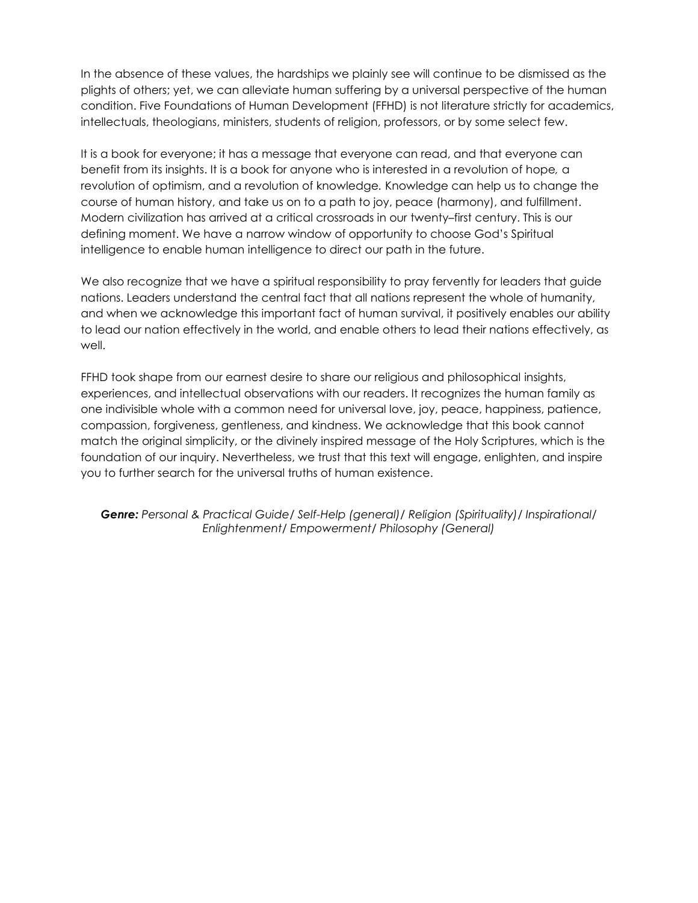In the absence of these values, the hardships we plainly see will continue to be dismissed as the plights of others; yet, we can alleviate human suffering by a universal perspective of the human condition. Five Foundations of Human Development (FFHD) is not literature strictly for academics, intellectuals, theologians, ministers, students of religion, professors, or by some select few.

It is a book for everyone; it has a message that everyone can read, and that everyone can benefit from its insights. It is a book for anyone who is interested in a revolution of hope, a revolution of optimism, and a revolution of knowledge. Knowledge can help us to change the course of human history, and take us on to a path to joy, peace (harmony), and fulfillment. Modern civilization has arrived at a critical crossroads in our twenty–first century. This is our defining moment. We have a narrow window of opportunity to choose God's Spiritual intelligence to enable human intelligence to direct our path in the future.

We also recognize that we have a spiritual responsibility to pray fervently for leaders that guide nations. Leaders understand the central fact that all nations represent the whole of humanity, and when we acknowledge this important fact of human survival, it positively enables our ability to lead our nation effectively in the world, and enable others to lead their nations effectively, as well.

FFHD took shape from our earnest desire to share our religious and philosophical insights, experiences, and intellectual observations with our readers. It recognizes the human family as one indivisible whole with a common need for universal love, joy, peace, happiness, patience, compassion, forgiveness, gentleness, and kindness. We acknowledge that this book cannot match the original simplicity, or the divinely inspired message of the Holy Scriptures, which is the foundation of our inquiry. Nevertheless, we trust that this text will engage, enlighten, and inspire you to further search for the universal truths of human existence.

***Genre:*** *Personal & Practical Guide/ Self-Help (general)/ Religion (Spirituality)/ Inspirational/ Enlightenment/ Empowerment/ Philosophy (General)*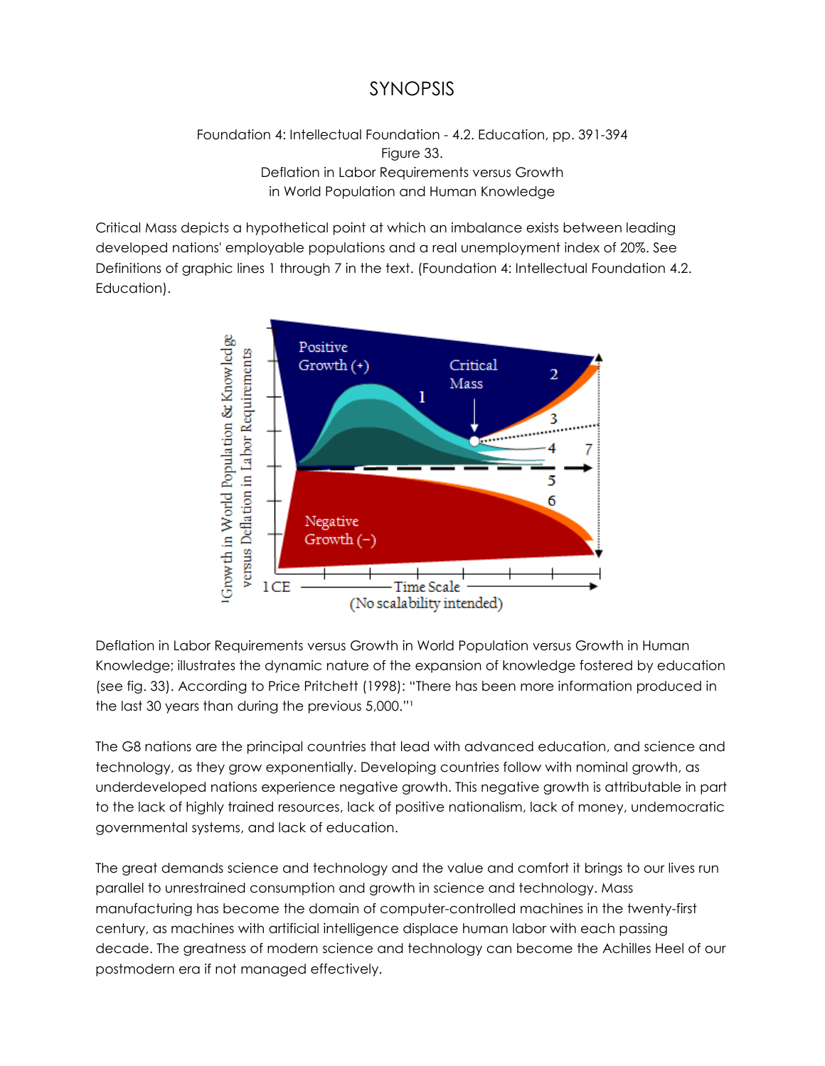# SYNOPSIS

Foundation 4: Intellectual Foundation - 4.2. Education, pp. 391-394
Figure 33.
Deflation in Labor Requirements versus Growth
in World Population and Human Knowledge

Critical Mass depicts a hypothetical point at which an imbalance exists between leading developed nations' employable populations and a real unemployment index of 20%. See Definitions of graphic lines 1 through 7 in the text. (Foundation 4: Intellectual Foundation 4.2. Education).

Deflation in Labor Requirements versus Growth in World Population versus Growth in Human Knowledge; illustrates the dynamic nature of the expansion of knowledge fostered by education (see fig. 33). According to Price Pritchett (1998): "There has been more information produced in the last 30 years than during the previous 5,000."[1]

The G8 nations are the principal countries that lead with advanced education, and science and technology, as they grow exponentially. Developing countries follow with nominal growth, as underdeveloped nations experience negative growth. This negative growth is attributable in part to the lack of highly trained resources, lack of positive nationalism, lack of money, undemocratic governmental systems, and lack of education.

The great demands science and technology and the value and comfort it brings to our lives run parallel to unrestrained consumption and growth in science and technology. Mass manufacturing has become the domain of computer-controlled machines in the twenty-first century, as machines with artificial intelligence displace human labor with each passing decade. The greatness of modern science and technology can become the Achilles Heel of our postmodern era if not managed effectively.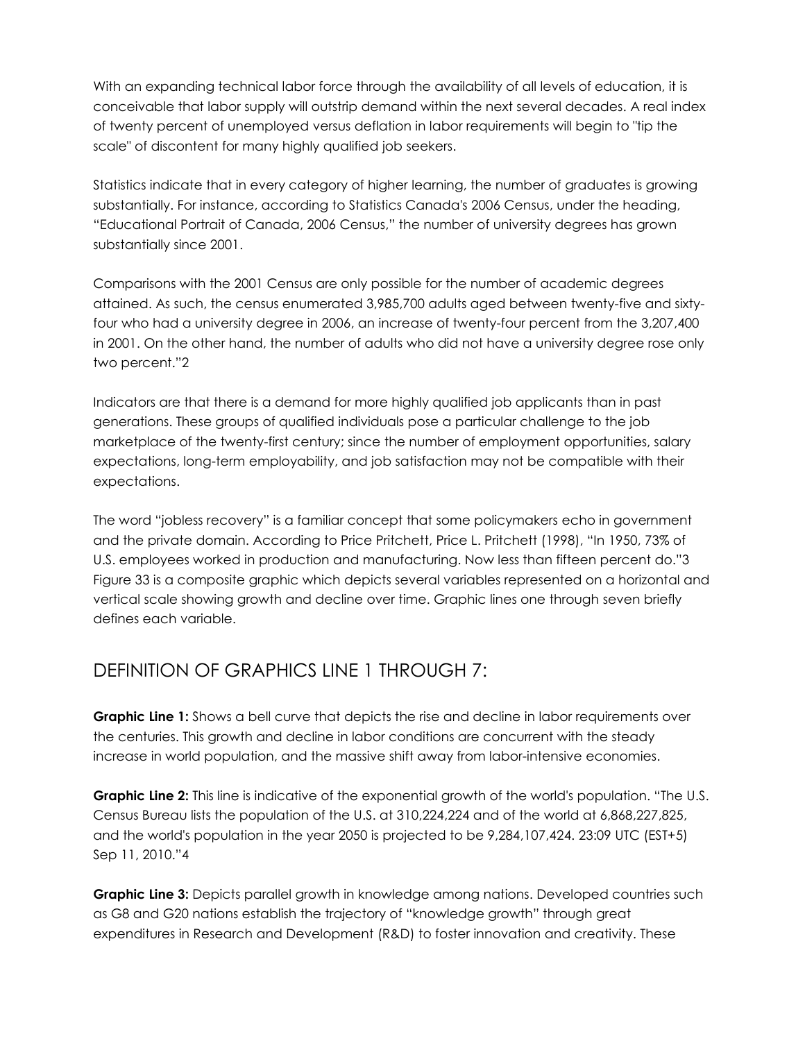With an expanding technical labor force through the availability of all levels of education, it is conceivable that labor supply will outstrip demand within the next several decades. A real index of twenty percent of unemployed versus deflation in labor requirements will begin to "tip the scale" of discontent for many highly qualified job seekers.

Statistics indicate that in every category of higher learning, the number of graduates is growing substantially. For instance, according to Statistics Canada's 2006 Census, under the heading, "Educational Portrait of Canada, 2006 Census," the number of university degrees has grown substantially since 2001.

Comparisons with the 2001 Census are only possible for the number of academic degrees attained. As such, the census enumerated 3,985,700 adults aged between twenty-five and sixty-four who had a university degree in 2006, an increase of twenty-four percent from the 3,207,400 in 2001. On the other hand, the number of adults who did not have a university degree rose only two percent."2

Indicators are that there is a demand for more highly qualified job applicants than in past generations. These groups of qualified individuals pose a particular challenge to the job marketplace of the twenty-first century; since the number of employment opportunities, salary expectations, long-term employability, and job satisfaction may not be compatible with their expectations.

The word "jobless recovery" is a familiar concept that some policymakers echo in government and the private domain. According to Price Pritchett, Price L. Pritchett (1998), "In 1950, 73% of U.S. employees worked in production and manufacturing. Now less than fifteen percent do."3 Figure 33 is a composite graphic which depicts several variables represented on a horizontal and vertical scale showing growth and decline over time. Graphic lines one through seven briefly defines each variable.

## DEFINITION OF GRAPHICS LINE 1 THROUGH 7:

**Graphic Line 1:** Shows a bell curve that depicts the rise and decline in labor requirements over the centuries. This growth and decline in labor conditions are concurrent with the steady increase in world population, and the massive shift away from labor-intensive economies.

**Graphic Line 2:** This line is indicative of the exponential growth of the world's population. "The U.S. Census Bureau lists the population of the U.S. at 310,224,224 and of the world at 6,868,227,825, and the world's population in the year 2050 is projected to be 9,284,107,424. 23:09 UTC (EST+5) Sep 11, 2010."4

**Graphic Line 3:** Depicts parallel growth in knowledge among nations. Developed countries such as G8 and G20 nations establish the trajectory of "knowledge growth" through great expenditures in Research and Development (R&D) to foster innovation and creativity. These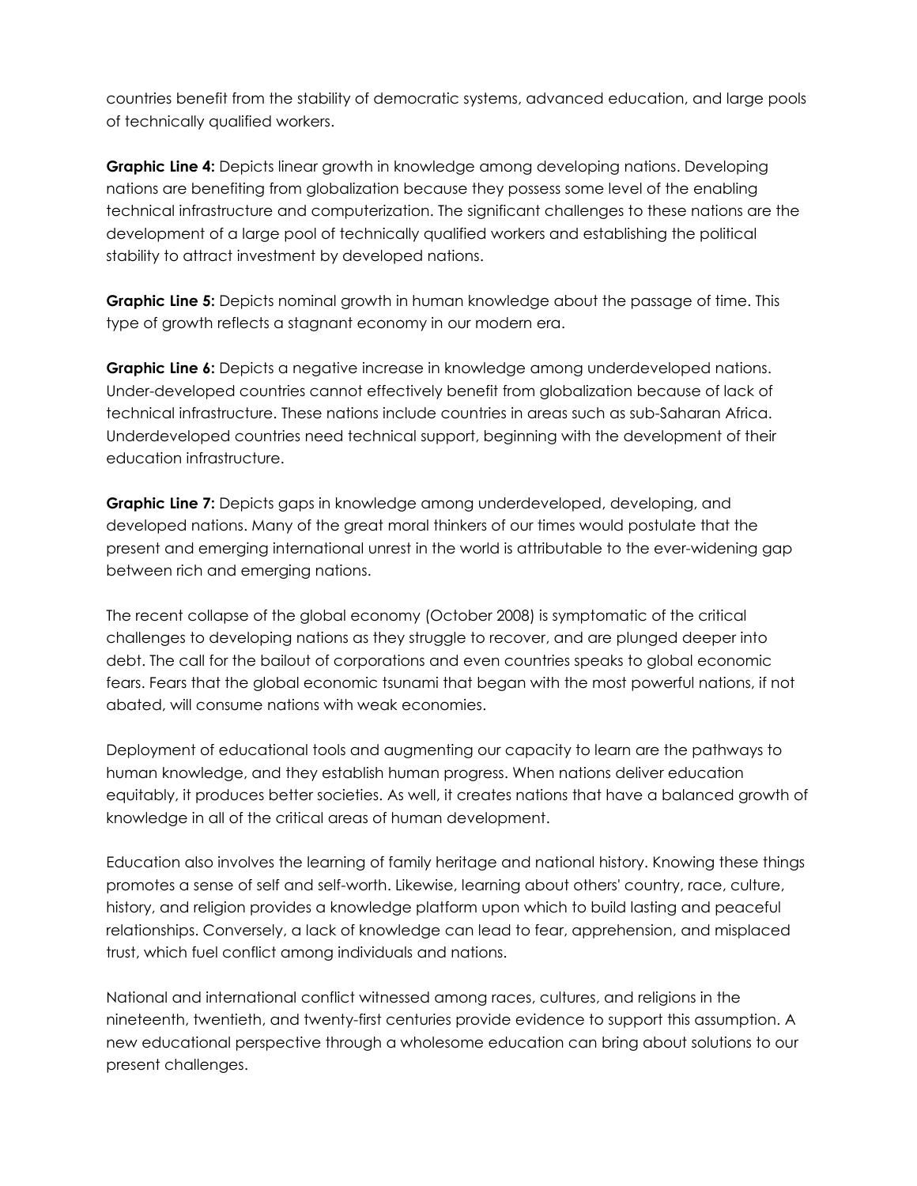countries benefit from the stability of democratic systems, advanced education, and large pools of technically qualified workers.

**Graphic Line 4:** Depicts linear growth in knowledge among developing nations. Developing nations are benefiting from globalization because they possess some level of the enabling technical infrastructure and computerization. The significant challenges to these nations are the development of a large pool of technically qualified workers and establishing the political stability to attract investment by developed nations.

**Graphic Line 5:** Depicts nominal growth in human knowledge about the passage of time. This type of growth reflects a stagnant economy in our modern era.

**Graphic Line 6:** Depicts a negative increase in knowledge among underdeveloped nations. Under-developed countries cannot effectively benefit from globalization because of lack of technical infrastructure. These nations include countries in areas such as sub-Saharan Africa. Underdeveloped countries need technical support, beginning with the development of their education infrastructure.

**Graphic Line 7:** Depicts gaps in knowledge among underdeveloped, developing, and developed nations. Many of the great moral thinkers of our times would postulate that the present and emerging international unrest in the world is attributable to the ever-widening gap between rich and emerging nations.

The recent collapse of the global economy (October 2008) is symptomatic of the critical challenges to developing nations as they struggle to recover, and are plunged deeper into debt. The call for the bailout of corporations and even countries speaks to global economic fears. Fears that the global economic tsunami that began with the most powerful nations, if not abated, will consume nations with weak economies.

Deployment of educational tools and augmenting our capacity to learn are the pathways to human knowledge, and they establish human progress. When nations deliver education equitably, it produces better societies. As well, it creates nations that have a balanced growth of knowledge in all of the critical areas of human development.

Education also involves the learning of family heritage and national history. Knowing these things promotes a sense of self and self-worth. Likewise, learning about others' country, race, culture, history, and religion provides a knowledge platform upon which to build lasting and peaceful relationships. Conversely, a lack of knowledge can lead to fear, apprehension, and misplaced trust, which fuel conflict among individuals and nations.

National and international conflict witnessed among races, cultures, and religions in the nineteenth, twentieth, and twenty-first centuries provide evidence to support this assumption. A new educational perspective through a wholesome education can bring about solutions to our present challenges.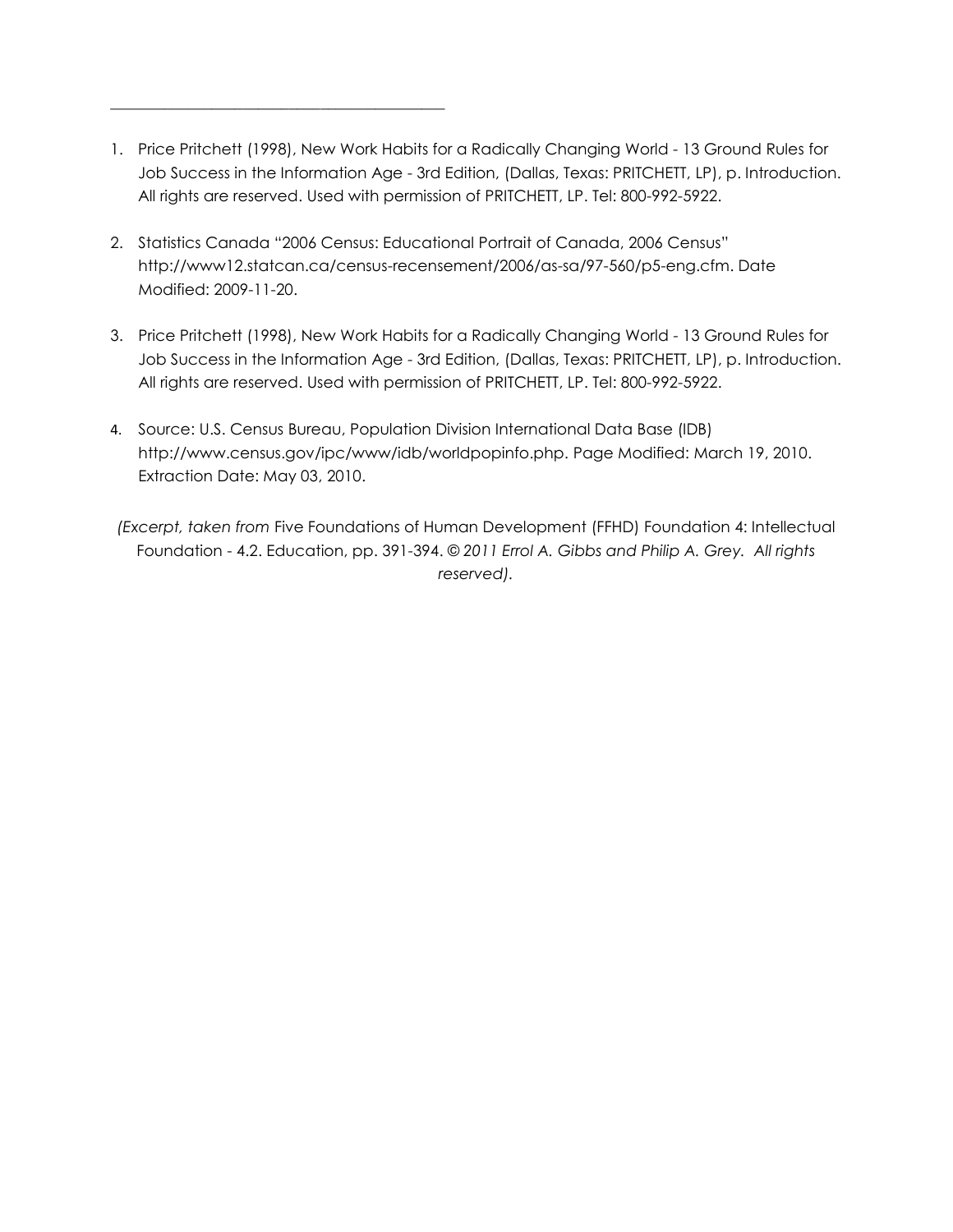---

1. Price Pritchett (1998), New Work Habits for a Radically Changing World - 13 Ground Rules for Job Success in the Information Age - 3rd Edition, (Dallas, Texas: PRITCHETT, LP), p. Introduction. All rights are reserved. Used with permission of PRITCHETT, LP. Tel: 800-992-5922.

2. Statistics Canada "2006 Census: Educational Portrait of Canada, 2006 Census" http://www12.statcan.ca/census-recensement/2006/as-sa/97-560/p5-eng.cfm. Date Modified: 2009-11-20.

3. Price Pritchett (1998), New Work Habits for a Radically Changing World - 13 Ground Rules for Job Success in the Information Age - 3rd Edition, (Dallas, Texas: PRITCHETT, LP), p. Introduction. All rights are reserved. Used with permission of PRITCHETT, LP. Tel: 800-992-5922.

4. Source: U.S. Census Bureau, Population Division International Data Base (IDB) http://www.census.gov/ipc/www/idb/worldpopinfo.php. Page Modified: March 19, 2010. Extraction Date: May 03, 2010.

*(Excerpt, taken from* Five Foundations of Human Development (FFHD) Foundation 4: Intellectual Foundation - 4.2. Education, pp. 391-394. *© 2011 Errol A. Gibbs and Philip A. Grey. All rights reserved).*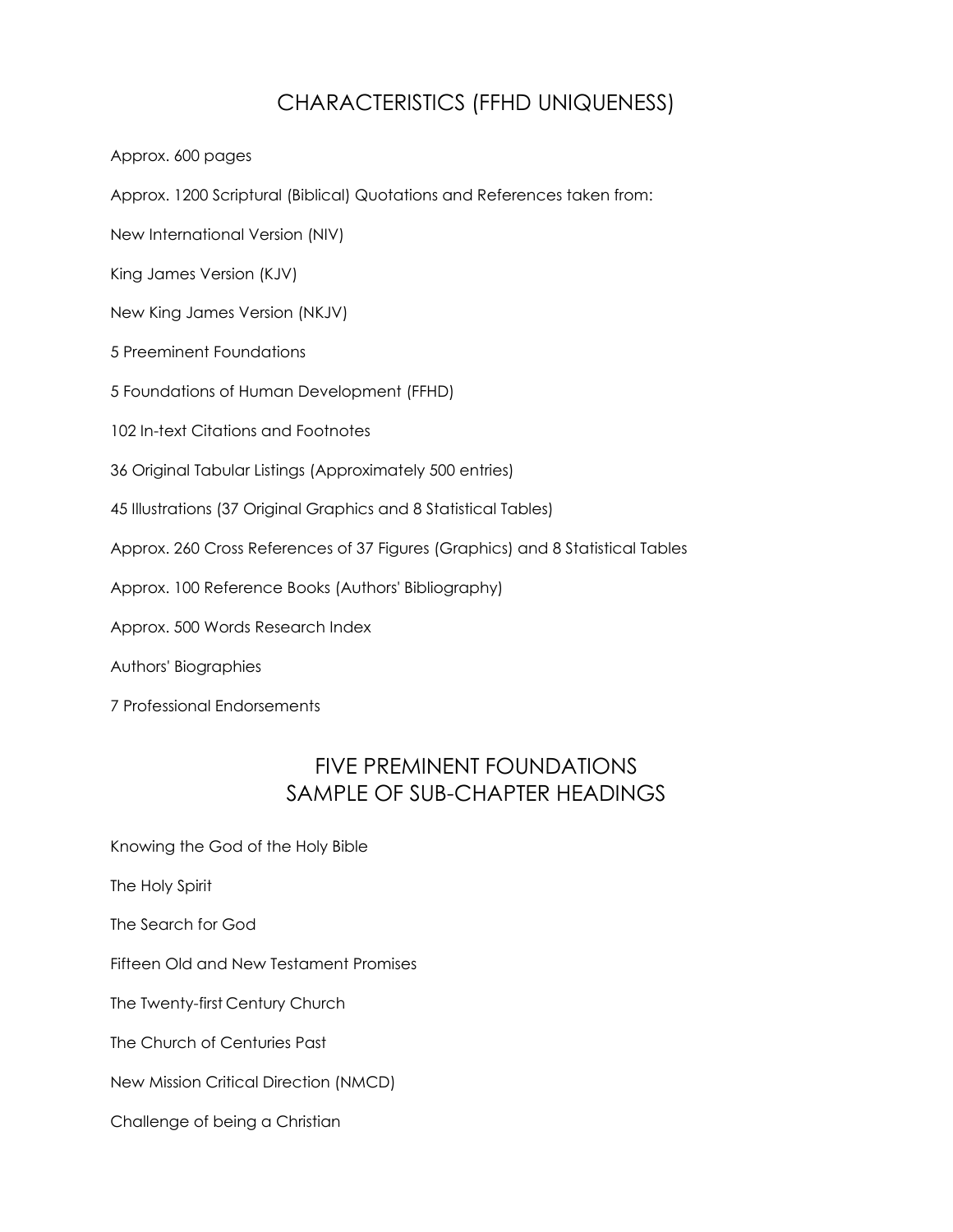# CHARACTERISTICS (FFHD UNIQUENESS)

Approx. 600 pages

Approx. 1200 Scriptural (Biblical) Quotations and References taken from:

New International Version (NIV)

King James Version (KJV)

New King James Version (NKJV)

5 Preeminent Foundations

5 Foundations of Human Development (FFHD)

102 In-text Citations and Footnotes

36 Original Tabular Listings (Approximately 500 entries)

45 Illustrations (37 Original Graphics and 8 Statistical Tables)

Approx. 260 Cross References of 37 Figures (Graphics) and 8 Statistical Tables

Approx. 100 Reference Books (Authors' Bibliography)

Approx. 500 Words Research Index

Authors' Biographies

7 Professional Endorsements

# FIVE PREMINENT FOUNDATIONS
## SAMPLE OF SUB-CHAPTER HEADINGS

Knowing the God of the Holy Bible

The Holy Spirit

The Search for God

Fifteen Old and New Testament Promises

The Twenty-first Century Church

The Church of Centuries Past

New Mission Critical Direction (NMCD)

Challenge of being a Christian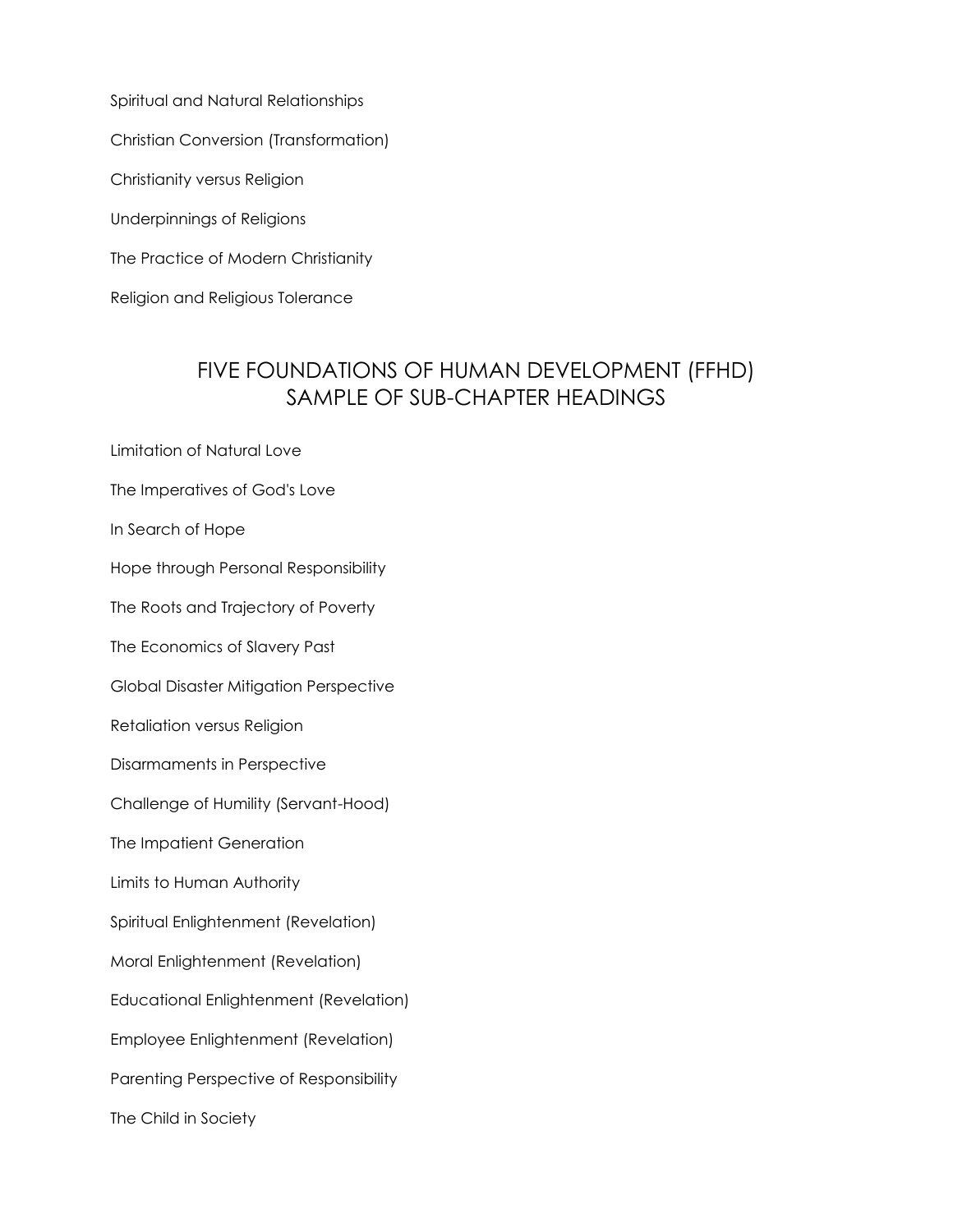Spiritual and Natural Relationships

Christian Conversion (Transformation)

Christianity versus Religion

Underpinnings of Religions

The Practice of Modern Christianity

Religion and Religious Tolerance

## FIVE FOUNDATIONS OF HUMAN DEVELOPMENT (FFHD)
## SAMPLE OF SUB-CHAPTER HEADINGS

Limitation of Natural Love

The Imperatives of God's Love

In Search of Hope

Hope through Personal Responsibility

The Roots and Trajectory of Poverty

The Economics of Slavery Past

Global Disaster Mitigation Perspective

Retaliation versus Religion

Disarmaments in Perspective

Challenge of Humility (Servant-Hood)

The Impatient Generation

Limits to Human Authority

Spiritual Enlightenment (Revelation)

Moral Enlightenment (Revelation)

Educational Enlightenment (Revelation)

Employee Enlightenment (Revelation)

Parenting Perspective of Responsibility

The Child in Society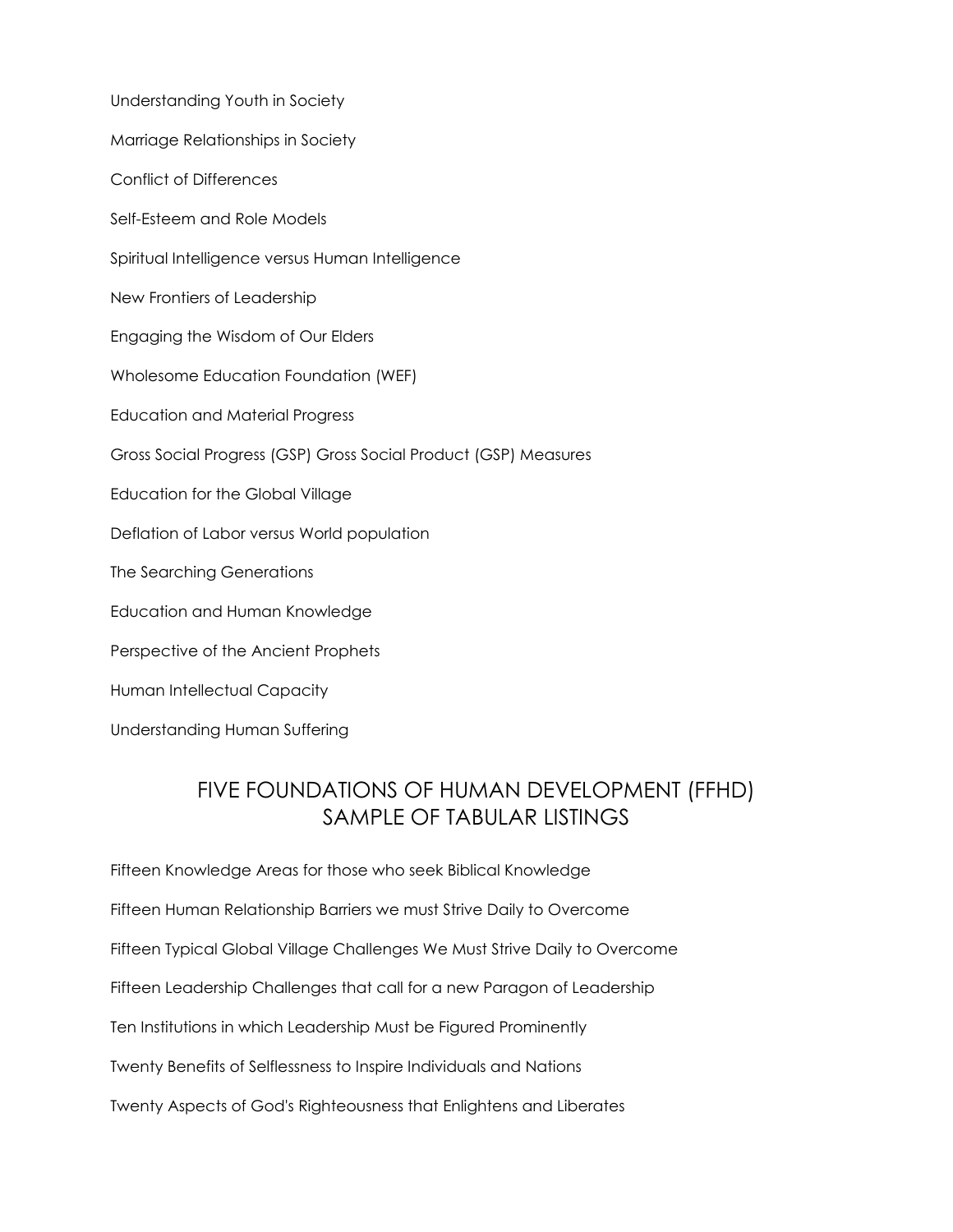Understanding Youth in Society

Marriage Relationships in Society

Conflict of Differences

Self-Esteem and Role Models

Spiritual Intelligence versus Human Intelligence

New Frontiers of Leadership

Engaging the Wisdom of Our Elders

Wholesome Education Foundation (WEF)

Education and Material Progress

Gross Social Progress (GSP) Gross Social Product (GSP) Measures

Education for the Global Village

Deflation of Labor versus World population

The Searching Generations

Education and Human Knowledge

Perspective of the Ancient Prophets

Human Intellectual Capacity

Understanding Human Suffering

## FIVE FOUNDATIONS OF HUMAN DEVELOPMENT (FFHD) SAMPLE OF TABULAR LISTINGS

Fifteen Knowledge Areas for those who seek Biblical Knowledge

Fifteen Human Relationship Barriers we must Strive Daily to Overcome

Fifteen Typical Global Village Challenges We Must Strive Daily to Overcome

Fifteen Leadership Challenges that call for a new Paragon of Leadership

Ten Institutions in which Leadership Must be Figured Prominently

Twenty Benefits of Selflessness to Inspire Individuals and Nations

Twenty Aspects of God's Righteousness that Enlightens and Liberates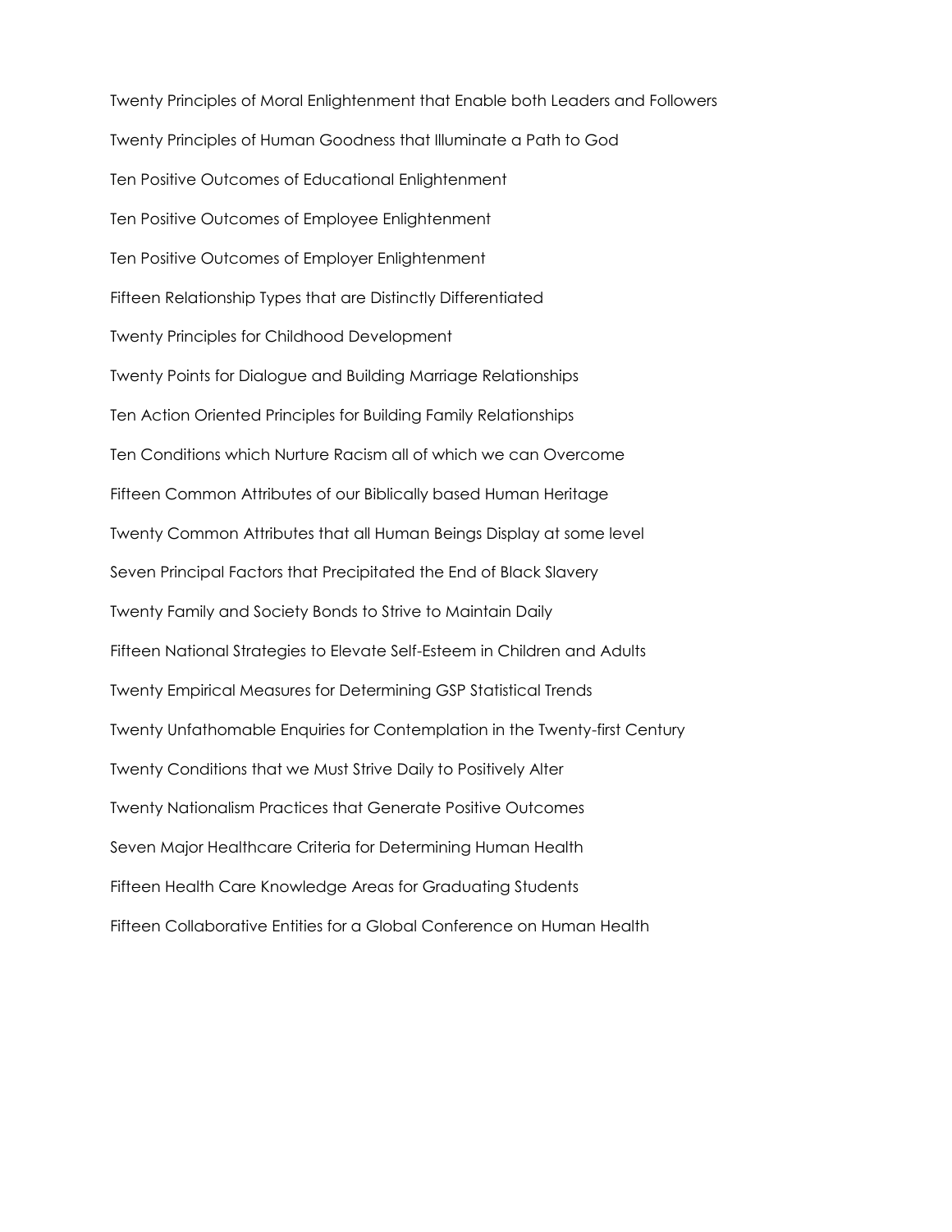Twenty Principles of Moral Enlightenment that Enable both Leaders and Followers

Twenty Principles of Human Goodness that Illuminate a Path to God

Ten Positive Outcomes of Educational Enlightenment

Ten Positive Outcomes of Employee Enlightenment

Ten Positive Outcomes of Employer Enlightenment

Fifteen Relationship Types that are Distinctly Differentiated

Twenty Principles for Childhood Development

Twenty Points for Dialogue and Building Marriage Relationships

Ten Action Oriented Principles for Building Family Relationships

Ten Conditions which Nurture Racism all of which we can Overcome

Fifteen Common Attributes of our Biblically based Human Heritage

Twenty Common Attributes that all Human Beings Display at some level

Seven Principal Factors that Precipitated the End of Black Slavery

Twenty Family and Society Bonds to Strive to Maintain Daily

Fifteen National Strategies to Elevate Self-Esteem in Children and Adults

Twenty Empirical Measures for Determining GSP Statistical Trends

Twenty Unfathomable Enquiries for Contemplation in the Twenty-first Century

Twenty Conditions that we Must Strive Daily to Positively Alter

Twenty Nationalism Practices that Generate Positive Outcomes

Seven Major Healthcare Criteria for Determining Human Health

Fifteen Health Care Knowledge Areas for Graduating Students

Fifteen Collaborative Entities for a Global Conference on Human Health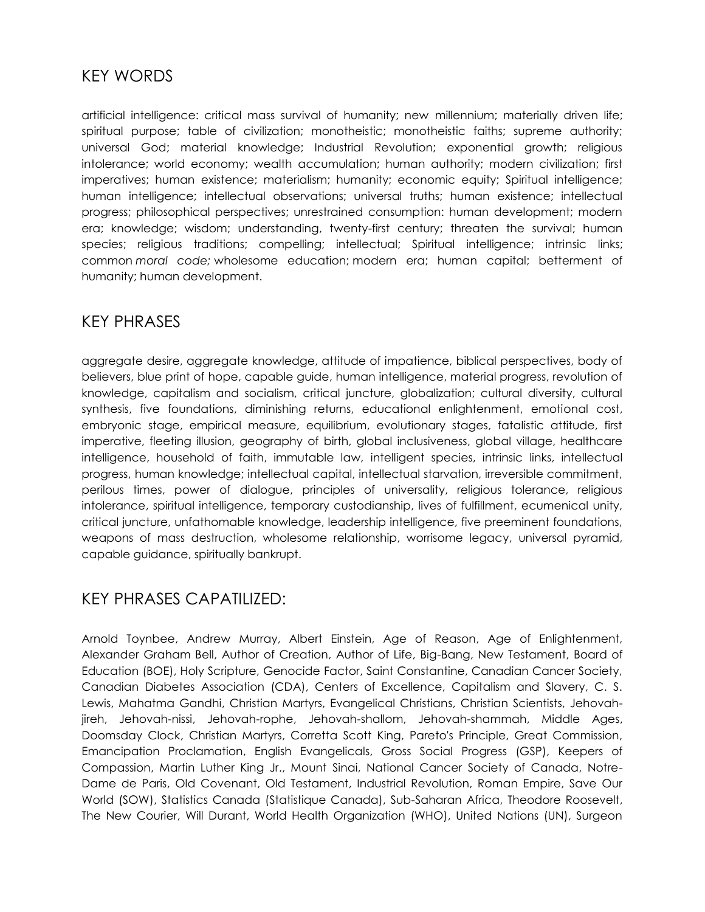## KEY WORDS

artificial intelligence: critical mass survival of humanity; new millennium; materially driven life; spiritual purpose; table of civilization; monotheistic; monotheistic faiths; supreme authority; universal God; material knowledge; Industrial Revolution; exponential growth; religious intolerance; world economy; wealth accumulation; human authority; modern civilization; first imperatives; human existence; materialism; humanity; economic equity; Spiritual intelligence; human intelligence; intellectual observations; universal truths; human existence; intellectual progress; philosophical perspectives; unrestrained consumption: human development; modern era; knowledge; wisdom; understanding, twenty-first century; threaten the survival; human species; religious traditions; compelling; intellectual; Spiritual intelligence; intrinsic links; common *moral code;* wholesome education; modern era; human capital; betterment of humanity; human development.

## KEY PHRASES

aggregate desire, aggregate knowledge, attitude of impatience, biblical perspectives, body of believers, blue print of hope, capable guide, human intelligence, material progress, revolution of knowledge, capitalism and socialism, critical juncture, globalization; cultural diversity, cultural synthesis, five foundations, diminishing returns, educational enlightenment, emotional cost, embryonic stage, empirical measure, equilibrium, evolutionary stages, fatalistic attitude, first imperative, fleeting illusion, geography of birth, global inclusiveness, global village, healthcare intelligence, household of faith, immutable law, intelligent species, intrinsic links, intellectual progress, human knowledge; intellectual capital, intellectual starvation, irreversible commitment, perilous times, power of dialogue, principles of universality, religious tolerance, religious intolerance, spiritual intelligence, temporary custodianship, lives of fulfillment, ecumenical unity, critical juncture, unfathomable knowledge, leadership intelligence, five preeminent foundations, weapons of mass destruction, wholesome relationship, worrisome legacy, universal pyramid, capable guidance, spiritually bankrupt.

## KEY PHRASES CAPATILIZED:

Arnold Toynbee, Andrew Murray, Albert Einstein, Age of Reason, Age of Enlightenment, Alexander Graham Bell, Author of Creation, Author of Life, Big-Bang, New Testament, Board of Education (BOE), Holy Scripture, Genocide Factor, Saint Constantine, Canadian Cancer Society, Canadian Diabetes Association (CDA), Centers of Excellence, Capitalism and Slavery, C. S. Lewis, Mahatma Gandhi, Christian Martyrs, Evangelical Christians, Christian Scientists, Jehovah-jireh, Jehovah-nissi, Jehovah-rophe, Jehovah-shallom, Jehovah-shammah, Middle Ages, Doomsday Clock, Christian Martyrs, Corretta Scott King, Pareto's Principle, Great Commission, Emancipation Proclamation, English Evangelicals, Gross Social Progress (GSP), Keepers of Compassion, Martin Luther King Jr., Mount Sinai, National Cancer Society of Canada, Notre-Dame de Paris, Old Covenant, Old Testament, Industrial Revolution, Roman Empire, Save Our World (SOW), Statistics Canada (Statistique Canada), Sub-Saharan Africa, Theodore Roosevelt, The New Courier, Will Durant, World Health Organization (WHO), United Nations (UN), Surgeon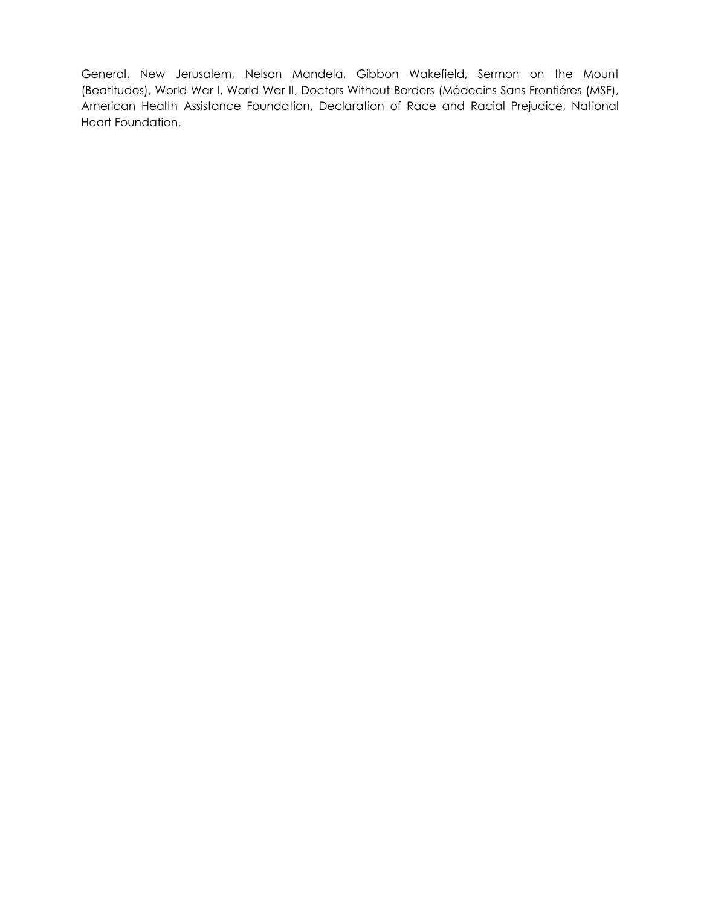General, New Jerusalem, Nelson Mandela, Gibbon Wakefield, Sermon on the Mount (Beatitudes), World War I, World War II, Doctors Without Borders (Médecins Sans Frontiéres (MSF), American Health Assistance Foundation, Declaration of Race and Racial Prejudice, National Heart Foundation.